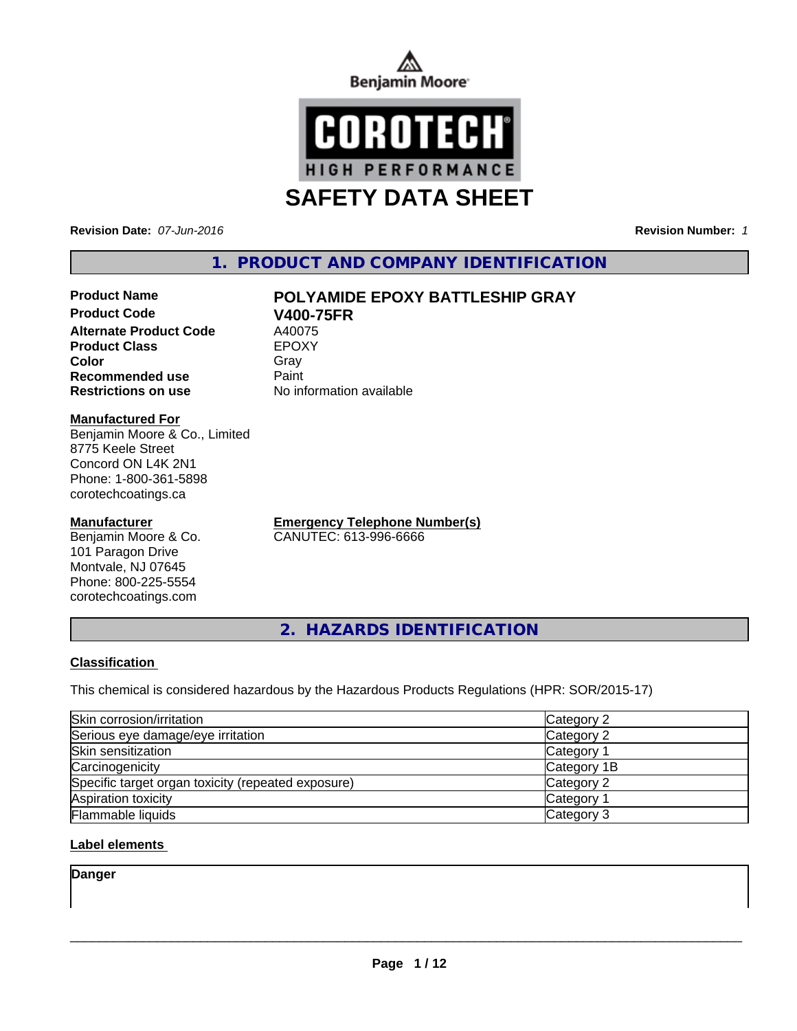Benjamin Moore

COROTECH
HIGH PERFORMANCE

# SAFETY DATA SHEET

**Revision Date:** *07-Jun-2016* **Revision Number:** *1*

## 1. PRODUCT AND COMPANY IDENTIFICATION

| | |
|---|---|
| **Product Name** | **POLYAMIDE EPOXY BATTLESHIP GRAY** |
| **Product Code** | **V400-75FR** |
| **Alternate Product Code** | A40075 |
| **Product Class** | EPOXY |
| **Color** | Gray |
| **Recommended use** | Paint |
| **Restrictions on use** | No information available |

**Manufactured For**
Benjamin Moore & Co., Limited
8775 Keele Street
Concord ON L4K 2N1
Phone: 1-800-361-5898
corotechcoatings.ca

**Manufacturer**
Benjamin Moore & Co.
101 Paragon Drive
Montvale, NJ 07645
Phone: 800-225-5554
corotechcoatings.com

**Emergency Telephone Number(s)**
CANUTEC: 613-996-6666

## 2. HAZARDS IDENTIFICATION

**Classification**

This chemical is considered hazardous by the Hazardous Products Regulations (HPR: SOR/2015-17)

| | |
|---|---|
| Skin corrosion/irritation | Category 2 |
| Serious eye damage/eye irritation | Category 2 |
| Skin sensitization | Category 1 |
| Carcinogenicity | Category 1B |
| Specific target organ toxicity (repeated exposure) | Category 2 |
| Aspiration toxicity | Category 1 |
| Flammable liquids | Category 3 |

**Label elements**

**Danger**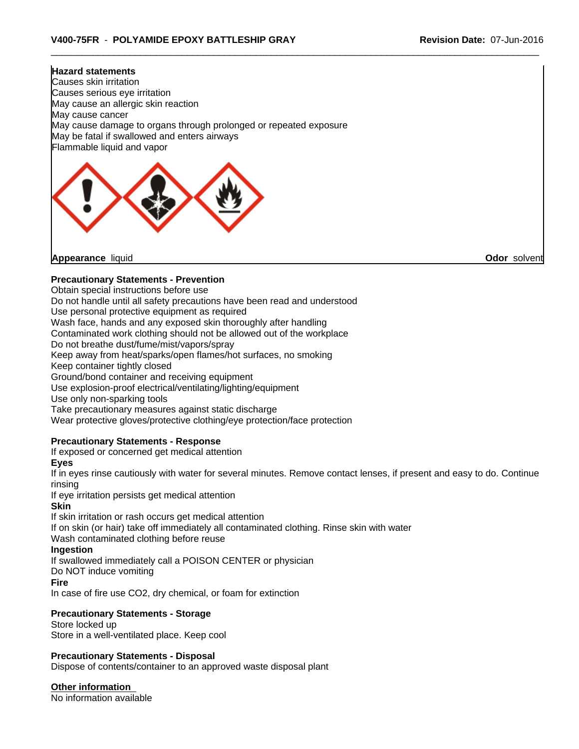**Hazard statements**
Causes skin irritation
Causes serious eye irritation
May cause an allergic skin reaction
May cause cancer
May cause damage to organs through prolonged or repeated exposure
May be fatal if swallowed and enters airways
Flammable liquid and vapor

**Appearance** liquid **Odor** solvent

**Precautionary Statements - Prevention**
Obtain special instructions before use
Do not handle until all safety precautions have been read and understood
Use personal protective equipment as required
Wash face, hands and any exposed skin thoroughly after handling
Contaminated work clothing should not be allowed out of the workplace
Do not breathe dust/fume/mist/vapors/spray
Keep away from heat/sparks/open flames/hot surfaces, no smoking
Keep container tightly closed
Ground/bond container and receiving equipment
Use explosion-proof electrical/ventilating/lighting/equipment
Use only non-sparking tools
Take precautionary measures against static discharge
Wear protective gloves/protective clothing/eye protection/face protection

**Precautionary Statements - Response**
If exposed or concerned get medical attention
**Eyes**
If in eyes rinse cautiously with water for several minutes. Remove contact lenses, if present and easy to do. Continue rinsing
If eye irritation persists get medical attention
**Skin**
If skin irritation or rash occurs get medical attention
If on skin (or hair) take off immediately all contaminated clothing. Rinse skin with water
Wash contaminated clothing before reuse
**Ingestion**
If swallowed immediately call a POISON CENTER or physician
Do NOT induce vomiting
**Fire**
In case of fire use CO2, dry chemical, or foam for extinction

**Precautionary Statements - Storage**
Store locked up
Store in a well-ventilated place. Keep cool

**Precautionary Statements - Disposal**
Dispose of contents/container to an approved waste disposal plant

**Other information**
No information available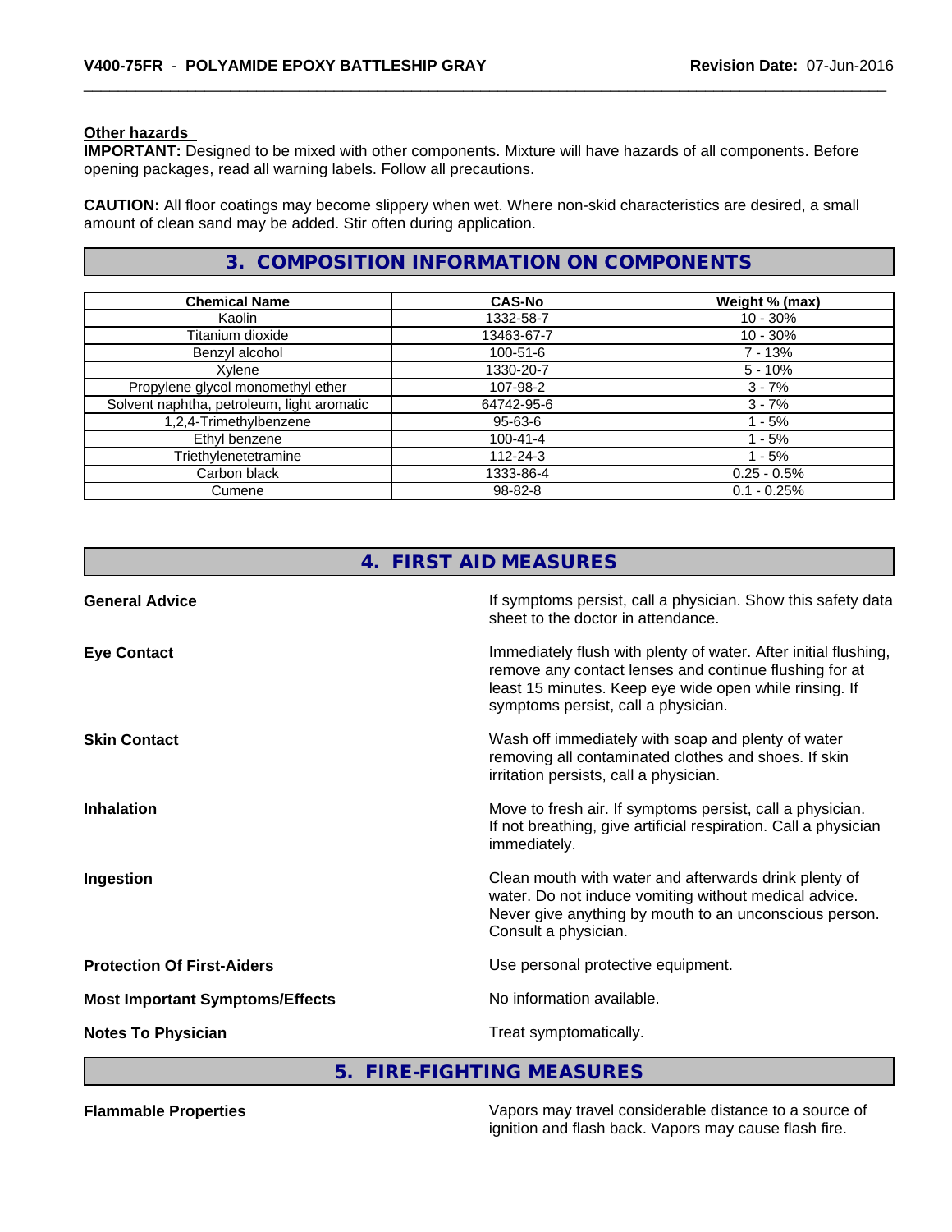**Other hazards**

**IMPORTANT:** Designed to be mixed with other components. Mixture will have hazards of all components. Before opening packages, read all warning labels. Follow all precautions.

**CAUTION:** All floor coatings may become slippery when wet. Where non-skid characteristics are desired, a small amount of clean sand may be added. Stir often during application.

## 3. COMPOSITION INFORMATION ON COMPONENTS

| Chemical Name | CAS-No | Weight % (max) |
|---|---|---|
| Kaolin | 1332-58-7 | 10 - 30% |
| Titanium dioxide | 13463-67-7 | 10 - 30% |
| Benzyl alcohol | 100-51-6 | 7 - 13% |
| Xylene | 1330-20-7 | 5 - 10% |
| Propylene glycol monomethyl ether | 107-98-2 | 3 - 7% |
| Solvent naphtha, petroleum, light aromatic | 64742-95-6 | 3 - 7% |
| 1,2,4-Trimethylbenzene | 95-63-6 | 1 - 5% |
| Ethyl benzene | 100-41-4 | 1 - 5% |
| Triethylenetetramine | 112-24-3 | 1 - 5% |
| Carbon black | 1333-86-4 | 0.25 - 0.5% |
| Cumene | 98-82-8 | 0.1 - 0.25% |

## 4. FIRST AID MEASURES

**General Advice**
If symptoms persist, call a physician. Show this safety data sheet to the doctor in attendance.

**Eye Contact**
Immediately flush with plenty of water. After initial flushing, remove any contact lenses and continue flushing for at least 15 minutes. Keep eye wide open while rinsing. If symptoms persist, call a physician.

**Skin Contact**
Wash off immediately with soap and plenty of water removing all contaminated clothes and shoes. If skin irritation persists, call a physician.

**Inhalation**
Move to fresh air. If symptoms persist, call a physician. If not breathing, give artificial respiration. Call a physician immediately.

**Ingestion**
Clean mouth with water and afterwards drink plenty of water. Do not induce vomiting without medical advice. Never give anything by mouth to an unconscious person. Consult a physician.

**Protection Of First-Aiders**
Use personal protective equipment.

**Most Important Symptoms/Effects**
No information available.

**Notes To Physician**
Treat symptomatically.

## 5. FIRE-FIGHTING MEASURES

**Flammable Properties**
Vapors may travel considerable distance to a source of ignition and flash back. Vapors may cause flash fire.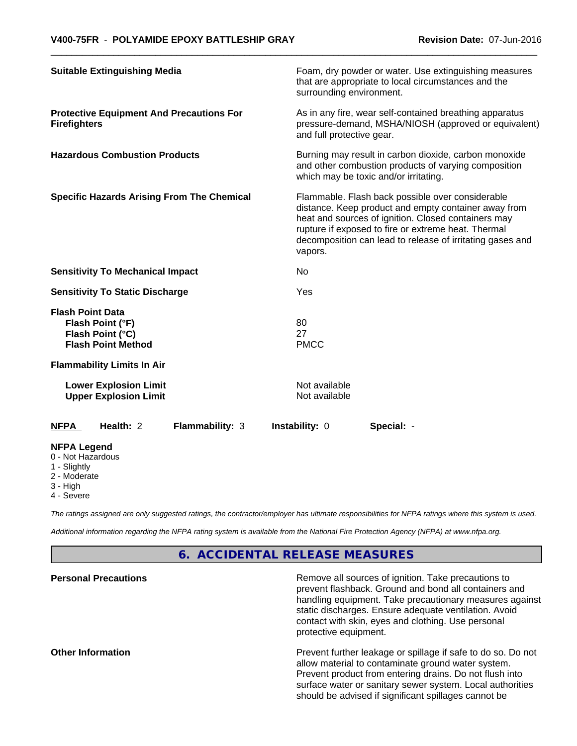**Suitable Extinguishing Media** — Foam, dry powder or water. Use extinguishing measures that are appropriate to local circumstances and the surrounding environment.

**Protective Equipment And Precautions For Firefighters** — As in any fire, wear self-contained breathing apparatus pressure-demand, MSHA/NIOSH (approved or equivalent) and full protective gear.

**Hazardous Combustion Products** — Burning may result in carbon dioxide, carbon monoxide and other combustion products of varying composition which may be toxic and/or irritating.

**Specific Hazards Arising From The Chemical** — Flammable. Flash back possible over considerable distance. Keep product and empty container away from heat and sources of ignition. Closed containers may rupture if exposed to fire or extreme heat. Thermal decomposition can lead to release of irritating gases and vapors.

**Sensitivity To Mechanical Impact** — No

**Sensitivity To Static Discharge** — Yes

**Flash Point Data**

| | |
|---|---|
| **Flash Point (°F)** | 80 |
| **Flash Point (°C)** | 27 |
| **Flash Point Method** | PMCC |

**Flammability Limits In Air**

| | |
|---|---|
| **Lower Explosion Limit** | Not available |
| **Upper Explosion Limit** | Not available |

| **NFPA** | **Health:** 2 | **Flammability:** 3 | **Instability:** 0 | **Special:** - |
|---|---|---|---|---|

**NFPA Legend**
- 0 - Not Hazardous
- 1 - Slightly
- 2 - Moderate
- 3 - High
- 4 - Severe

*The ratings assigned are only suggested ratings, the contractor/employer has ultimate responsibilities for NFPA ratings where this system is used.*

*Additional information regarding the NFPA rating system is available from the National Fire Protection Agency (NFPA) at www.nfpa.org.*

## 6. ACCIDENTAL RELEASE MEASURES

**Personal Precautions** — Remove all sources of ignition. Take precautions to prevent flashback. Ground and bond all containers and handling equipment. Take precautionary measures against static discharges. Ensure adequate ventilation. Avoid contact with skin, eyes and clothing. Use personal protective equipment.

**Other Information** — Prevent further leakage or spillage if safe to do so. Do not allow material to contaminate ground water system. Prevent product from entering drains. Do not flush into surface water or sanitary sewer system. Local authorities should be advised if significant spillages cannot be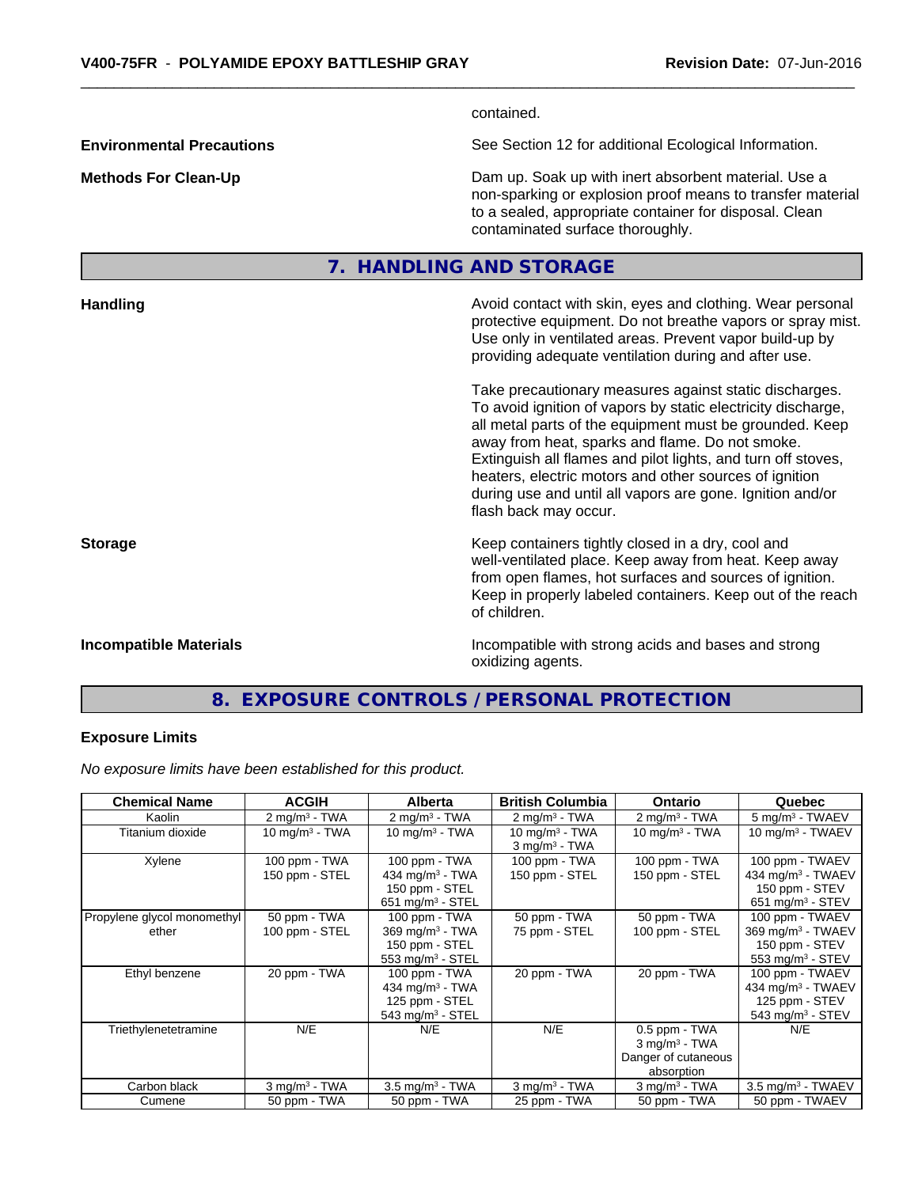contained.

**Environmental Precautions**

See Section 12 for additional Ecological Information.

**Methods For Clean-Up**

Dam up. Soak up with inert absorbent material. Use a non-sparking or explosion proof means to transfer material to a sealed, appropriate container for disposal. Clean contaminated surface thoroughly.

## 7. HANDLING AND STORAGE

**Handling**

Avoid contact with skin, eyes and clothing. Wear personal protective equipment. Do not breathe vapors or spray mist. Use only in ventilated areas. Prevent vapor build-up by providing adequate ventilation during and after use.

Take precautionary measures against static discharges. To avoid ignition of vapors by static electricity discharge, all metal parts of the equipment must be grounded. Keep away from heat, sparks and flame. Do not smoke. Extinguish all flames and pilot lights, and turn off stoves, heaters, electric motors and other sources of ignition during use and until all vapors are gone. Ignition and/or flash back may occur.

**Storage**

Keep containers tightly closed in a dry, cool and well-ventilated place. Keep away from heat. Keep away from open flames, hot surfaces and sources of ignition. Keep in properly labeled containers. Keep out of the reach of children.

**Incompatible Materials**

Incompatible with strong acids and bases and strong oxidizing agents.

## 8. EXPOSURE CONTROLS / PERSONAL PROTECTION

### Exposure Limits

*No exposure limits have been established for this product.*

| Chemical Name | ACGIH | Alberta | British Columbia | Ontario | Quebec |
|---|---|---|---|---|---|
| Kaolin | 2 mg/m³ - TWA | 2 mg/m³ - TWA | 2 mg/m³ - TWA | 2 mg/m³ - TWA | 5 mg/m³ - TWAEV |
| Titanium dioxide | 10 mg/m³ - TWA | 10 mg/m³ - TWA | 10 mg/m³ - TWA<br>3 mg/m³ - TWA | 10 mg/m³ - TWA | 10 mg/m³ - TWAEV |
| Xylene | 100 ppm - TWA<br>150 ppm - STEL | 100 ppm - TWA<br>434 mg/m³ - TWA<br>150 ppm - STEL<br>651 mg/m³ - STEL | 100 ppm - TWA<br>150 ppm - STEL | 100 ppm - TWA<br>150 ppm - STEL | 100 ppm - TWAEV<br>434 mg/m³ - TWAEV<br>150 ppm - STEV<br>651 mg/m³ - STEV |
| Propylene glycol monomethyl ether | 50 ppm - TWA<br>100 ppm - STEL | 100 ppm - TWA<br>369 mg/m³ - TWA<br>150 ppm - STEL<br>553 mg/m³ - STEL | 50 ppm - TWA<br>75 ppm - STEL | 50 ppm - TWA<br>100 ppm - STEL | 100 ppm - TWAEV<br>369 mg/m³ - TWAEV<br>150 ppm - STEV<br>553 mg/m³ - STEV |
| Ethyl benzene | 20 ppm - TWA | 100 ppm - TWA<br>434 mg/m³ - TWA<br>125 ppm - STEL<br>543 mg/m³ - STEL | 20 ppm - TWA | 20 ppm - TWA | 100 ppm - TWAEV<br>434 mg/m³ - TWAEV<br>125 ppm - STEV<br>543 mg/m³ - STEV |
| Triethylenetetramine | N/E | N/E | N/E | 0.5 ppm - TWA<br>3 mg/m³ - TWA<br>Danger of cutaneous absorption | N/E |
| Carbon black | 3 mg/m³ - TWA | 3.5 mg/m³ - TWA | 3 mg/m³ - TWA | 3 mg/m³ - TWA | 3.5 mg/m³ - TWAEV |
| Cumene | 50 ppm - TWA | 50 ppm - TWA | 25 ppm - TWA | 50 ppm - TWA | 50 ppm - TWAEV |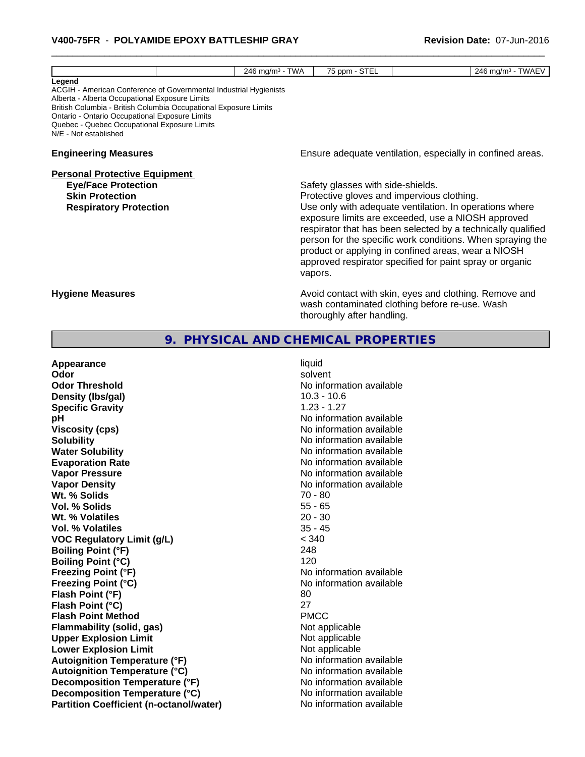| | | 246 mg/m³ - TWA | 75 ppm - STEL | | 246 mg/m³ - TWAEV |
|---|---|---|---|---|---|

**Legend**
ACGIH - American Conference of Governmental Industrial Hygienists
Alberta - Alberta Occupational Exposure Limits
British Columbia - British Columbia Occupational Exposure Limits
Ontario - Ontario Occupational Exposure Limits
Quebec - Quebec Occupational Exposure Limits
N/E - Not established

**Engineering Measures** Ensure adequate ventilation, especially in confined areas.

**Personal Protective Equipment**

**Eye/Face Protection** Safety glasses with side-shields.

**Skin Protection** Protective gloves and impervious clothing.

**Respiratory Protection** Use only with adequate ventilation. In operations where exposure limits are exceeded, use a NIOSH approved respirator that has been selected by a technically qualified person for the specific work conditions. When spraying the product or applying in confined areas, wear a NIOSH approved respirator specified for paint spray or organic vapors.

**Hygiene Measures** Avoid contact with skin, eyes and clothing. Remove and wash contaminated clothing before re-use. Wash thoroughly after handling.

## 9. PHYSICAL AND CHEMICAL PROPERTIES

| | |
|---|---|
| **Appearance** | liquid |
| **Odor** | solvent |
| **Odor Threshold** | No information available |
| **Density (lbs/gal)** | 10.3 - 10.6 |
| **Specific Gravity** | 1.23 - 1.27 |
| **pH** | No information available |
| **Viscosity (cps)** | No information available |
| **Solubility** | No information available |
| **Water Solubility** | No information available |
| **Evaporation Rate** | No information available |
| **Vapor Pressure** | No information available |
| **Vapor Density** | No information available |
| **Wt. % Solids** | 70 - 80 |
| **Vol. % Solids** | 55 - 65 |
| **Wt. % Volatiles** | 20 - 30 |
| **Vol. % Volatiles** | 35 - 45 |
| **VOC Regulatory Limit (g/L)** | < 340 |
| **Boiling Point (°F)** | 248 |
| **Boiling Point (°C)** | 120 |
| **Freezing Point (°F)** | No information available |
| **Freezing Point (°C)** | No information available |
| **Flash Point (°F)** | 80 |
| **Flash Point (°C)** | 27 |
| **Flash Point Method** | PMCC |
| **Flammability (solid, gas)** | Not applicable |
| **Upper Explosion Limit** | Not applicable |
| **Lower Explosion Limit** | Not applicable |
| **Autoignition Temperature (°F)** | No information available |
| **Autoignition Temperature (°C)** | No information available |
| **Decomposition Temperature (°F)** | No information available |
| **Decomposition Temperature (°C)** | No information available |
| **Partition Coefficient (n-octanol/water)** | No information available |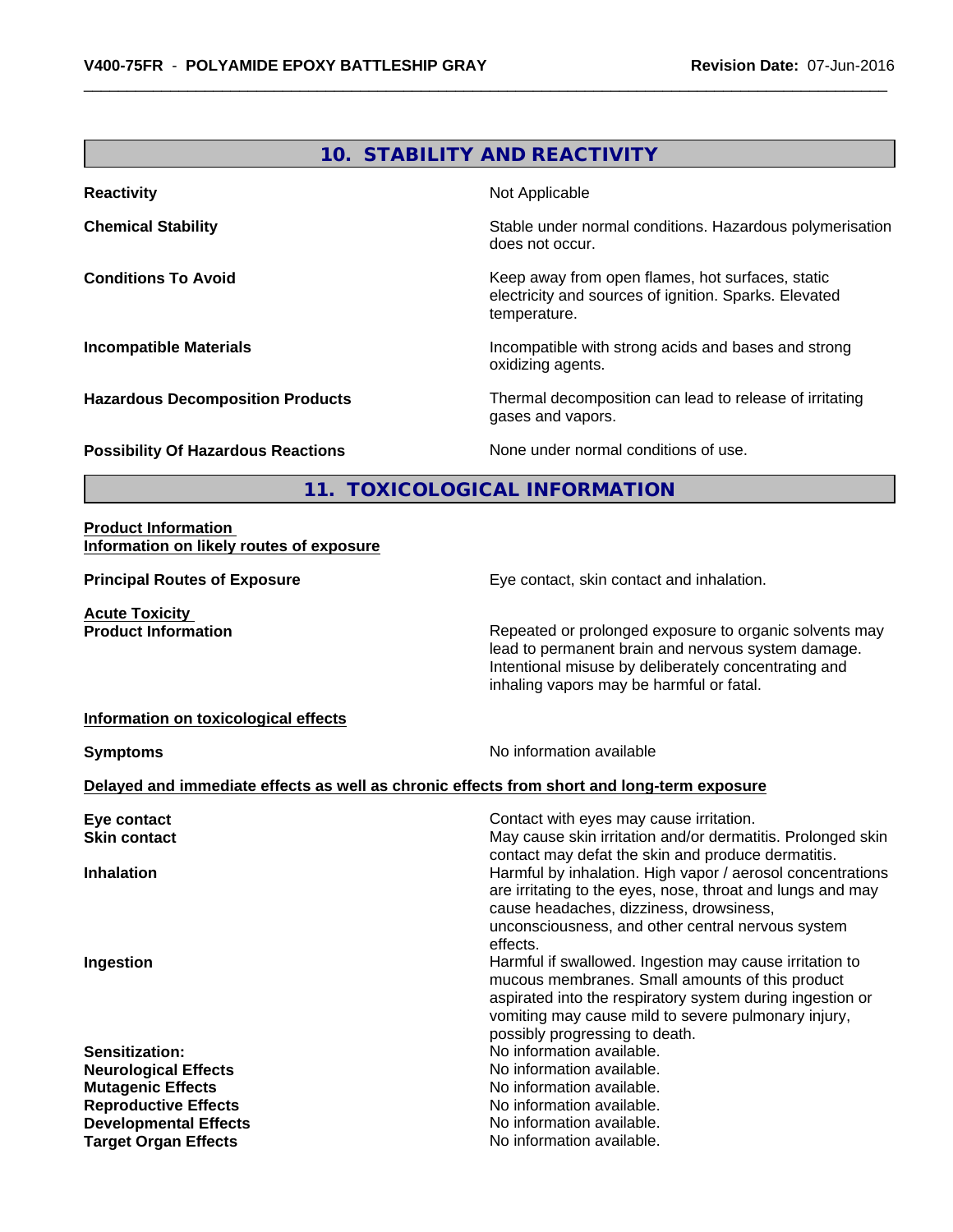## 10. STABILITY AND REACTIVITY

| | |
|---|---|
| **Reactivity** | Not Applicable |
| **Chemical Stability** | Stable under normal conditions. Hazardous polymerisation does not occur. |
| **Conditions To Avoid** | Keep away from open flames, hot surfaces, static electricity and sources of ignition. Sparks. Elevated temperature. |
| **Incompatible Materials** | Incompatible with strong acids and bases and strong oxidizing agents. |
| **Hazardous Decomposition Products** | Thermal decomposition can lead to release of irritating gases and vapors. |
| **Possibility Of Hazardous Reactions** | None under normal conditions of use. |

## 11. TOXICOLOGICAL INFORMATION

**Product Information**
**Information on likely routes of exposure**

| | |
|---|---|
| **Principal Routes of Exposure** | Eye contact, skin contact and inhalation. |

**Acute Toxicity**

| | |
|---|---|
| **Product Information** | Repeated or prolonged exposure to organic solvents may lead to permanent brain and nervous system damage. Intentional misuse by deliberately concentrating and inhaling vapors may be harmful or fatal. |

**Information on toxicological effects**

| | |
|---|---|
| **Symptoms** | No information available |

**Delayed and immediate effects as well as chronic effects from short and long-term exposure**

| | |
|---|---|
| **Eye contact** | Contact with eyes may cause irritation. |
| **Skin contact** | May cause skin irritation and/or dermatitis. Prolonged skin contact may defat the skin and produce dermatitis. |
| **Inhalation** | Harmful by inhalation. High vapor / aerosol concentrations are irritating to the eyes, nose, throat and lungs and may cause headaches, dizziness, drowsiness, unconsciousness, and other central nervous system effects. |
| **Ingestion** | Harmful if swallowed. Ingestion may cause irritation to mucous membranes. Small amounts of this product aspirated into the respiratory system during ingestion or vomiting may cause mild to severe pulmonary injury, possibly progressing to death. |
| **Sensitization:** | No information available. |
| **Neurological Effects** | No information available. |
| **Mutagenic Effects** | No information available. |
| **Reproductive Effects** | No information available. |
| **Developmental Effects** | No information available. |
| **Target Organ Effects** | No information available. |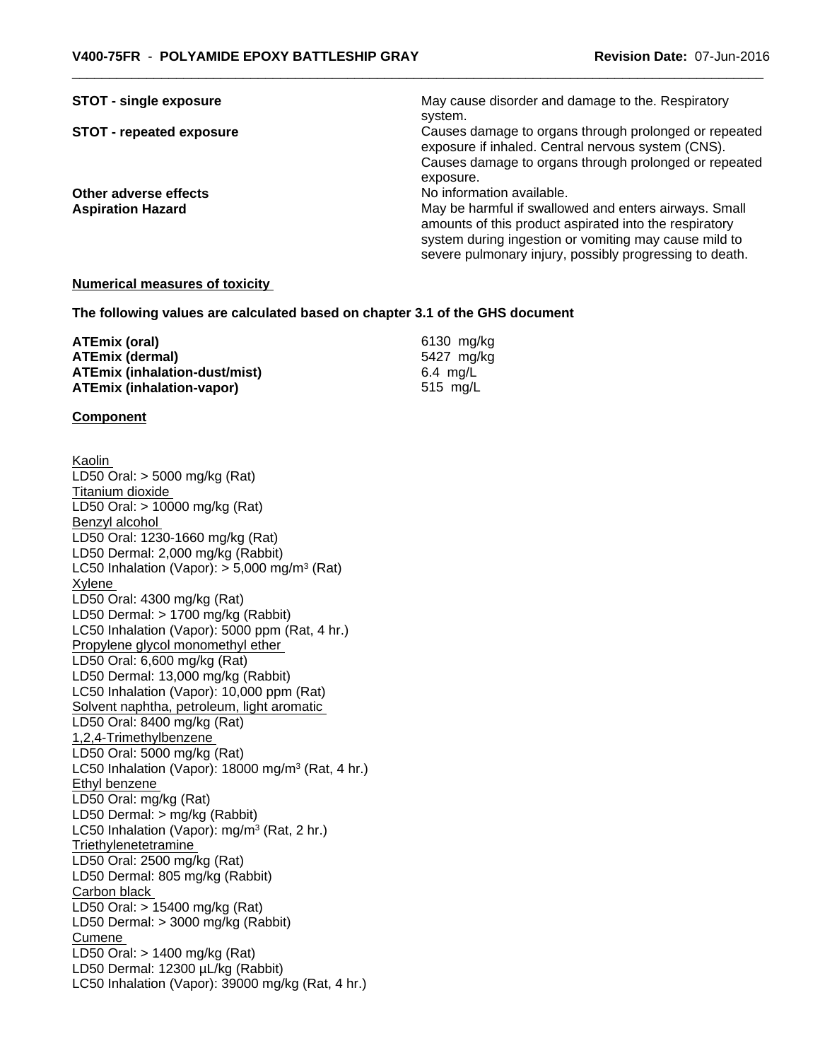| | |
|---|---|
| **STOT - single exposure** | May cause disorder and damage to the. Respiratory system. |
| **STOT - repeated exposure** | Causes damage to organs through prolonged or repeated exposure if inhaled. Central nervous system (CNS). Causes damage to organs through prolonged or repeated exposure. |
| **Other adverse effects** | No information available. |
| **Aspiration Hazard** | May be harmful if swallowed and enters airways. Small amounts of this product aspirated into the respiratory system during ingestion or vomiting may cause mild to severe pulmonary injury, possibly progressing to death. |

**Numerical measures of toxicity**

**The following values are calculated based on chapter 3.1 of the GHS document**

| | |
|---|---|
| **ATEmix (oral)** | 6130 mg/kg |
| **ATEmix (dermal)** | 5427 mg/kg |
| **ATEmix (inhalation-dust/mist)** | 6.4 mg/L |
| **ATEmix (inhalation-vapor)** | 515 mg/L |

**Component**

Kaolin
LD50 Oral: > 5000 mg/kg (Rat)

Titanium dioxide
LD50 Oral: > 10000 mg/kg (Rat)

Benzyl alcohol
LD50 Oral: 1230-1660 mg/kg (Rat)
LD50 Dermal: 2,000 mg/kg (Rabbit)
LC50 Inhalation (Vapor): > 5,000 mg/m³ (Rat)

Xylene
LD50 Oral: 4300 mg/kg (Rat)
LD50 Dermal: > 1700 mg/kg (Rabbit)
LC50 Inhalation (Vapor): 5000 ppm (Rat, 4 hr.)

Propylene glycol monomethyl ether
LD50 Oral: 6,600 mg/kg (Rat)
LD50 Dermal: 13,000 mg/kg (Rabbit)
LC50 Inhalation (Vapor): 10,000 ppm (Rat)

Solvent naphtha, petroleum, light aromatic
LD50 Oral: 8400 mg/kg (Rat)

1,2,4-Trimethylbenzene
LD50 Oral: 5000 mg/kg (Rat)
LC50 Inhalation (Vapor): 18000 mg/m³ (Rat, 4 hr.)

Ethyl benzene
LD50 Oral: mg/kg (Rat)
LD50 Dermal: > mg/kg (Rabbit)
LC50 Inhalation (Vapor): mg/m³ (Rat, 2 hr.)

Triethylenetetramine
LD50 Oral: 2500 mg/kg (Rat)
LD50 Dermal: 805 mg/kg (Rabbit)

Carbon black
LD50 Oral: > 15400 mg/kg (Rat)
LD50 Dermal: > 3000 mg/kg (Rabbit)

Cumene
LD50 Oral: > 1400 mg/kg (Rat)
LD50 Dermal: 12300 µL/kg (Rabbit)
LC50 Inhalation (Vapor): 39000 mg/kg (Rat, 4 hr.)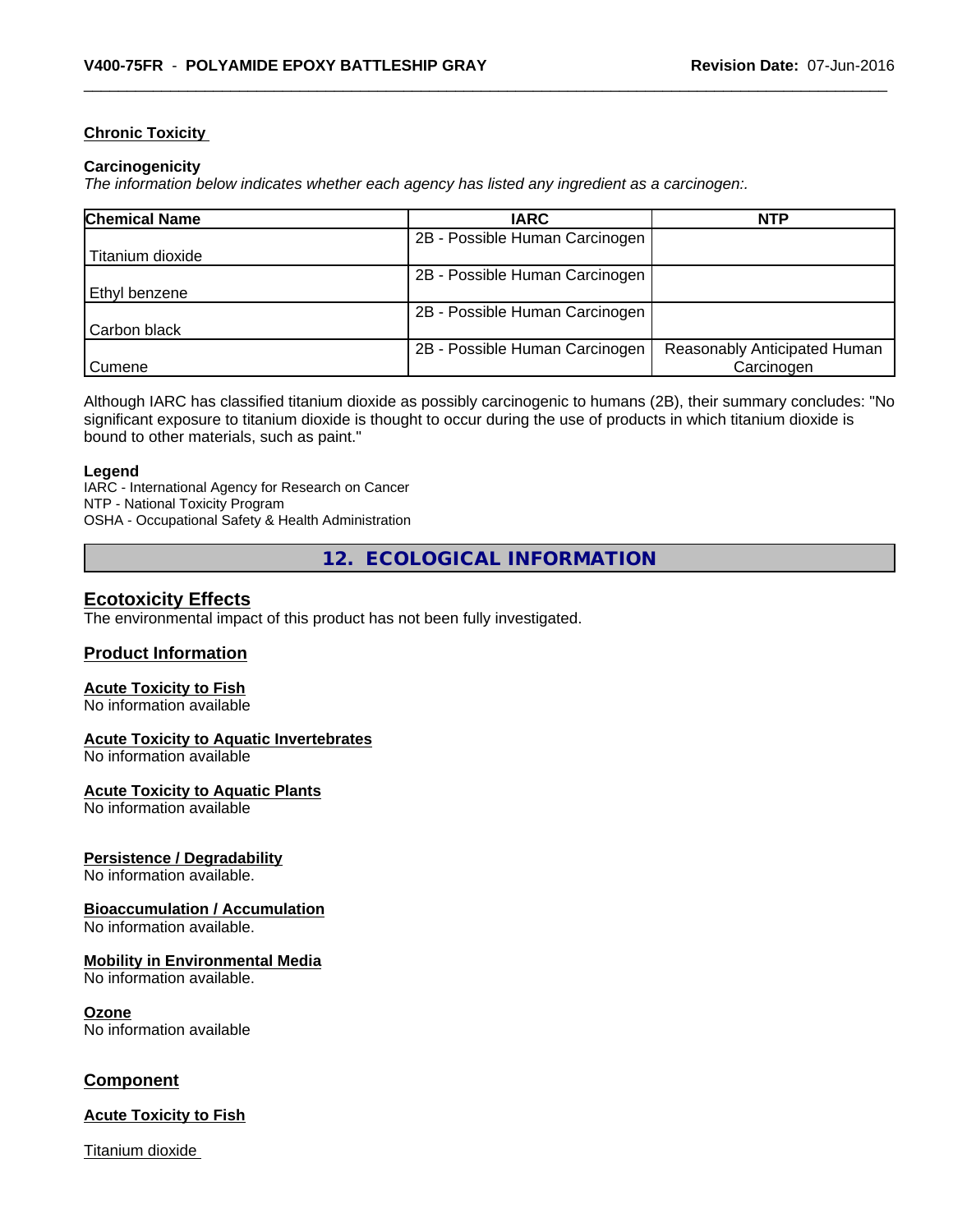**Chronic Toxicity**

**Carcinogenicity**

*The information below indicates whether each agency has listed any ingredient as a carcinogen:.*

| Chemical Name | IARC | NTP |
|---|---|---|
| Titanium dioxide | 2B - Possible Human Carcinogen | |
| Ethyl benzene | 2B - Possible Human Carcinogen | |
| Carbon black | 2B - Possible Human Carcinogen | |
| Cumene | 2B - Possible Human Carcinogen | Reasonably Anticipated Human Carcinogen |

Although IARC has classified titanium dioxide as possibly carcinogenic to humans (2B), their summary concludes: "No significant exposure to titanium dioxide is thought to occur during the use of products in which titanium dioxide is bound to other materials, such as paint."

**Legend**

IARC - International Agency for Research on Cancer
NTP - National Toxicity Program
OSHA - Occupational Safety & Health Administration

## 12. ECOLOGICAL INFORMATION

### Ecotoxicity Effects

The environmental impact of this product has not been fully investigated.

### Product Information

**Acute Toxicity to Fish**
No information available

**Acute Toxicity to Aquatic Invertebrates**
No information available

**Acute Toxicity to Aquatic Plants**
No information available

**Persistence / Degradability**
No information available.

**Bioaccumulation / Accumulation**
No information available.

**Mobility in Environmental Media**
No information available.

**Ozone**
No information available

### Component

**Acute Toxicity to Fish**

Titanium dioxide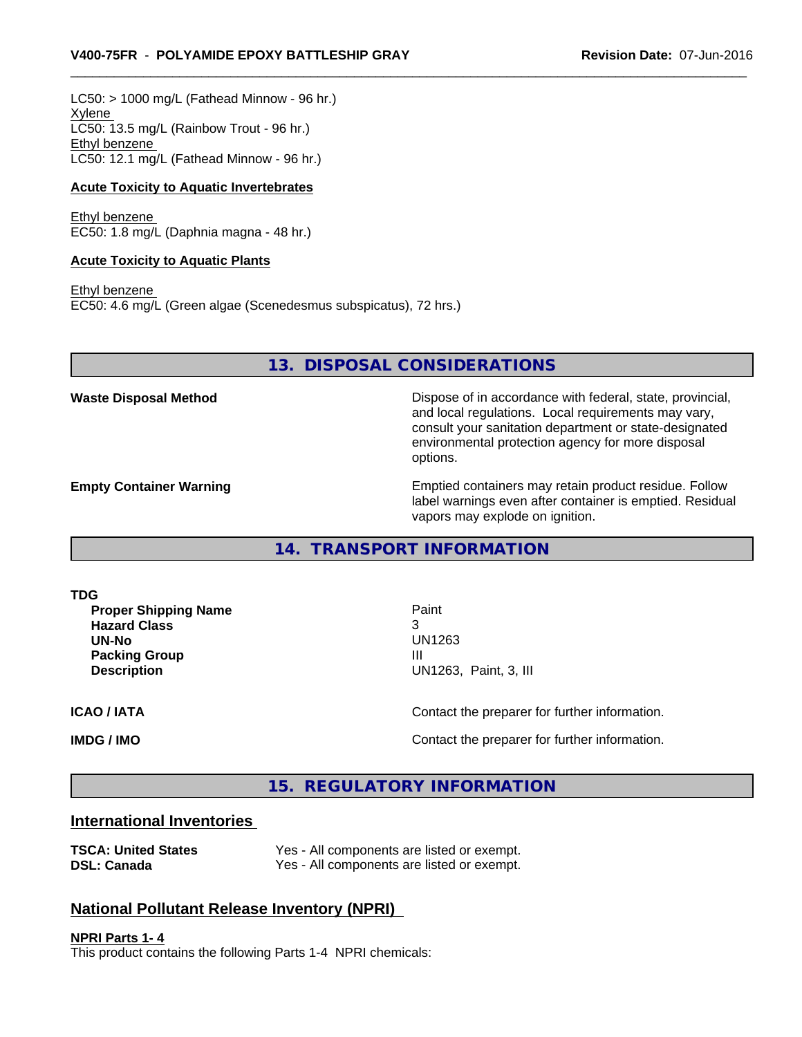LC50: > 1000 mg/L (Fathead Minnow - 96 hr.)
Xylene
LC50: 13.5 mg/L (Rainbow Trout - 96 hr.)
Ethyl benzene
LC50: 12.1 mg/L (Fathead Minnow - 96 hr.)

**Acute Toxicity to Aquatic Invertebrates**

Ethyl benzene
EC50: 1.8 mg/L (Daphnia magna - 48 hr.)

**Acute Toxicity to Aquatic Plants**

Ethyl benzene
EC50: 4.6 mg/L (Green algae (Scenedesmus subspicatus), 72 hrs.)

## 13. DISPOSAL CONSIDERATIONS

| | |
|---|---|
| **Waste Disposal Method** | Dispose of in accordance with federal, state, provincial, and local regulations. Local requirements may vary, consult your sanitation department or state-designated environmental protection agency for more disposal options. |
| **Empty Container Warning** | Emptied containers may retain product residue. Follow label warnings even after container is emptied. Residual vapors may explode on ignition. |

## 14. TRANSPORT INFORMATION

**TDG**

| | |
|---|---|
| **Proper Shipping Name** | Paint |
| **Hazard Class** | 3 |
| **UN-No** | UN1263 |
| **Packing Group** | III |
| **Description** | UN1263, Paint, 3, III |

| | |
|---|---|
| **ICAO / IATA** | Contact the preparer for further information. |
| **IMDG / IMO** | Contact the preparer for further information. |

## 15. REGULATORY INFORMATION

### International Inventories

| | |
|---|---|
| **TSCA: United States** | Yes - All components are listed or exempt. |
| **DSL: Canada** | Yes - All components are listed or exempt. |

### National Pollutant Release Inventory (NPRI)

**NPRI Parts 1- 4**
This product contains the following Parts 1-4 NPRI chemicals: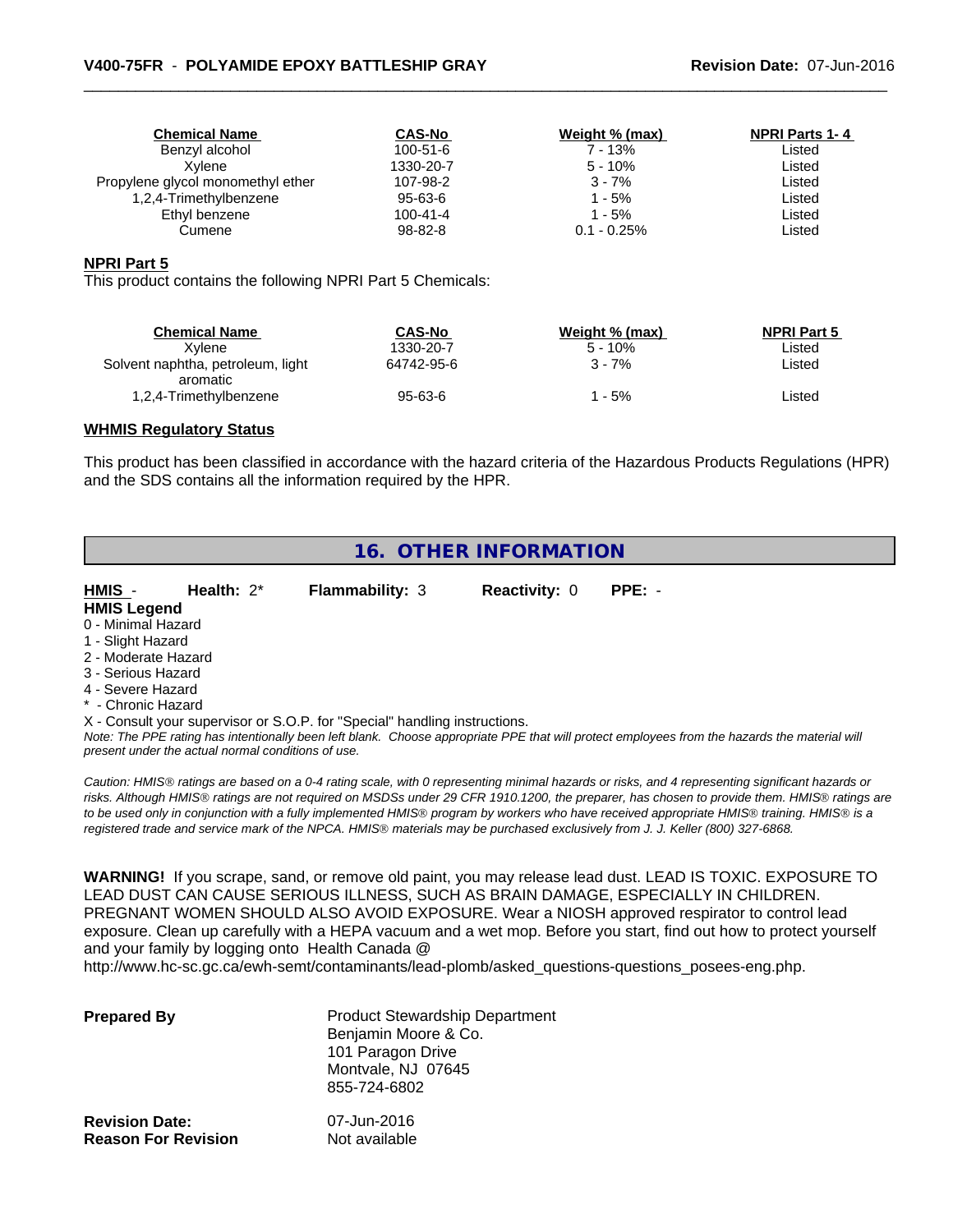| Chemical Name | CAS-No | Weight % (max) | NPRI Parts 1- 4 |
|---|---|---|---|
| Benzyl alcohol | 100-51-6 | 7 - 13% | Listed |
| Xylene | 1330-20-7 | 5 - 10% | Listed |
| Propylene glycol monomethyl ether | 107-98-2 | 3 - 7% | Listed |
| 1,2,4-Trimethylbenzene | 95-63-6 | 1 - 5% | Listed |
| Ethyl benzene | 100-41-4 | 1 - 5% | Listed |
| Cumene | 98-82-8 | 0.1 - 0.25% | Listed |

**NPRI Part 5**

This product contains the following NPRI Part 5 Chemicals:

| Chemical Name | CAS-No | Weight % (max) | NPRI Part 5 |
|---|---|---|---|
| Xylene | 1330-20-7 | 5 - 10% | Listed |
| Solvent naphtha, petroleum, light aromatic | 64742-95-6 | 3 - 7% | Listed |
| 1,2,4-Trimethylbenzene | 95-63-6 | 1 - 5% | Listed |

**WHMIS Regulatory Status**

This product has been classified in accordance with the hazard criteria of the Hazardous Products Regulations (HPR) and the SDS contains all the information required by the HPR.

## 16. OTHER INFORMATION

**HMIS** - **Health:** 2* **Flammability:** 3 **Reactivity:** 0 **PPE:** -

**HMIS Legend**

0 - Minimal Hazard
1 - Slight Hazard
2 - Moderate Hazard
3 - Serious Hazard
4 - Severe Hazard
* - Chronic Hazard
X - Consult your supervisor or S.O.P. for "Special" handling instructions.

*Note: The PPE rating has intentionally been left blank. Choose appropriate PPE that will protect employees from the hazards the material will present under the actual normal conditions of use.*

*Caution: HMIS® ratings are based on a 0-4 rating scale, with 0 representing minimal hazards or risks, and 4 representing significant hazards or risks. Although HMIS® ratings are not required on MSDSs under 29 CFR 1910.1200, the preparer, has chosen to provide them. HMIS® ratings are to be used only in conjunction with a fully implemented HMIS® program by workers who have received appropriate HMIS® training. HMIS® is a registered trade and service mark of the NPCA. HMIS® materials may be purchased exclusively from J. J. Keller (800) 327-6868.*

**WARNING!** If you scrape, sand, or remove old paint, you may release lead dust. LEAD IS TOXIC. EXPOSURE TO LEAD DUST CAN CAUSE SERIOUS ILLNESS, SUCH AS BRAIN DAMAGE, ESPECIALLY IN CHILDREN. PREGNANT WOMEN SHOULD ALSO AVOID EXPOSURE. Wear a NIOSH approved respirator to control lead exposure. Clean up carefully with a HEPA vacuum and a wet mop. Before you start, find out how to protect yourself and your family by logging onto Health Canada @ http://www.hc-sc.gc.ca/ewh-semt/contaminants/lead-plomb/asked_questions-questions_posees-eng.php.

**Prepared By**
Product Stewardship Department
Benjamin Moore & Co.
101 Paragon Drive
Montvale, NJ 07645
855-724-6802

**Revision Date:** 07-Jun-2016
**Reason For Revision** Not available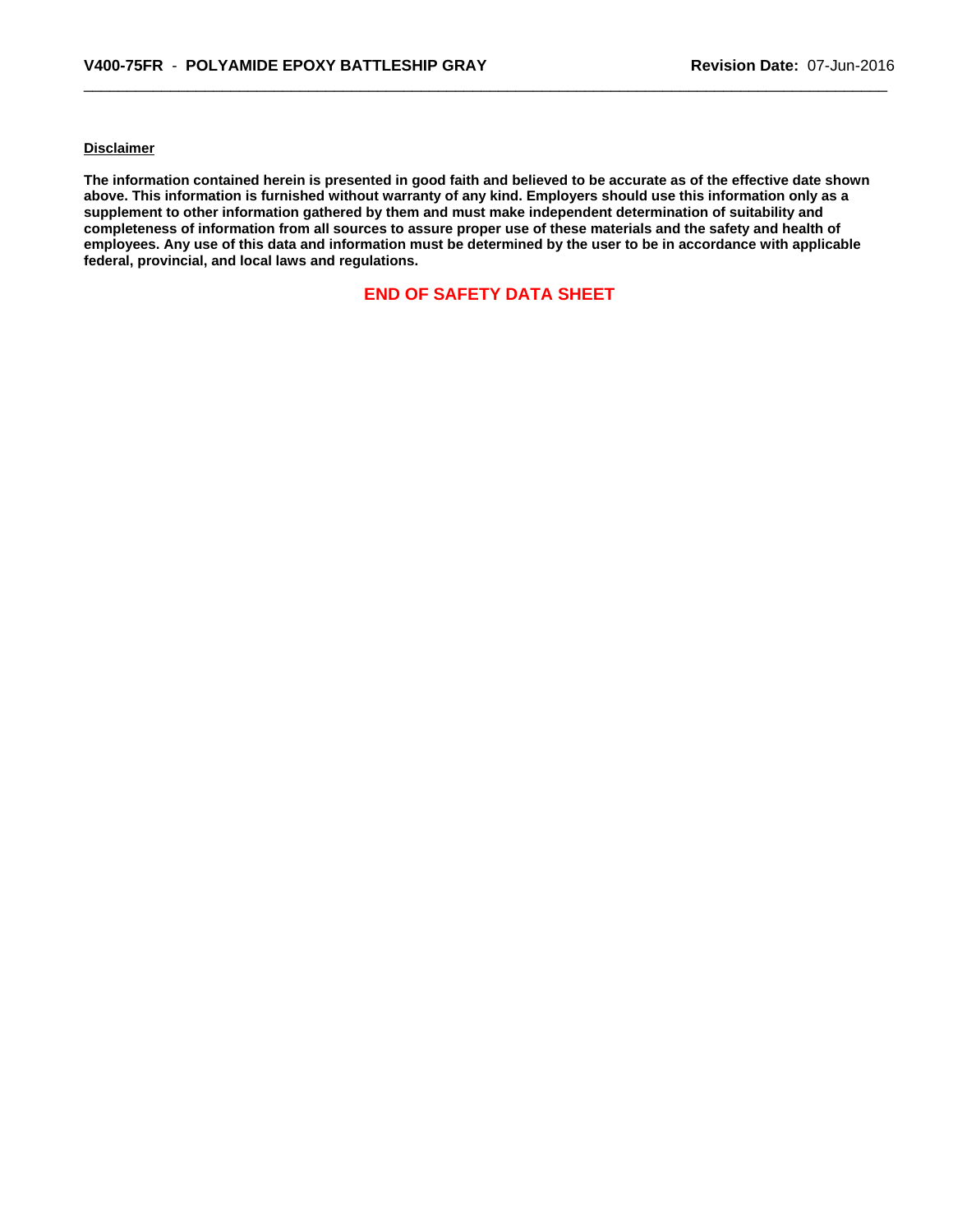## Disclaimer

**The information contained herein is presented in good faith and believed to be accurate as of the effective date shown above. This information is furnished without warranty of any kind. Employers should use this information only as a supplement to other information gathered by them and must make independent determination of suitability and completeness of information from all sources to assure proper use of these materials and the safety and health of employees. Any use of this data and information must be determined by the user to be in accordance with applicable federal, provincial, and local laws and regulations.**

**END OF SAFETY DATA SHEET**